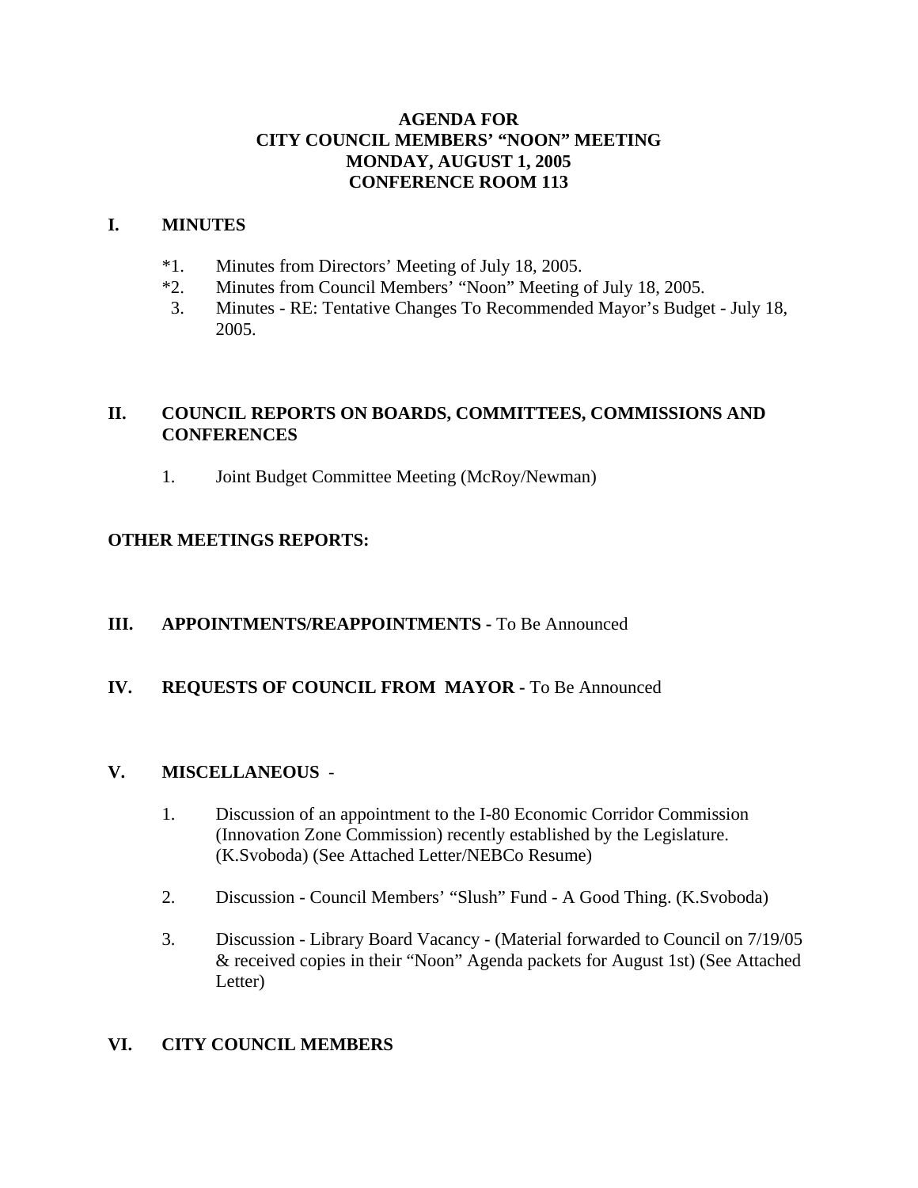# AGENDA FOR CITY COUNCIL MEMBERS' "NOON" MEETING MONDAY, AUGUST 1, 2005 CONFERENCE ROOM 113

## I. MINUTES

*1. Minutes from Directors' Meeting of July 18, 2005.
*2. Minutes from Council Members' "Noon" Meeting of July 18, 2005.
3. Minutes - RE: Tentative Changes To Recommended Mayor's Budget - July 18, 2005.

## II. COUNCIL REPORTS ON BOARDS, COMMITTEES, COMMISSIONS AND CONFERENCES

1. Joint Budget Committee Meeting (McRoy/Newman)

## OTHER MEETINGS REPORTS:

## III. APPOINTMENTS/REAPPOINTMENTS - To Be Announced

## IV. REQUESTS OF COUNCIL FROM MAYOR - To Be Announced

## V. MISCELLANEOUS -

1. Discussion of an appointment to the I-80 Economic Corridor Commission (Innovation Zone Commission) recently established by the Legislature. (K.Svoboda) (See Attached Letter/NEBCo Resume)

2. Discussion - Council Members' "Slush" Fund - A Good Thing. (K.Svoboda)

3. Discussion - Library Board Vacancy - (Material forwarded to Council on 7/19/05 & received copies in their "Noon" Agenda packets for August 1st) (See Attached Letter)

## VI. CITY COUNCIL MEMBERS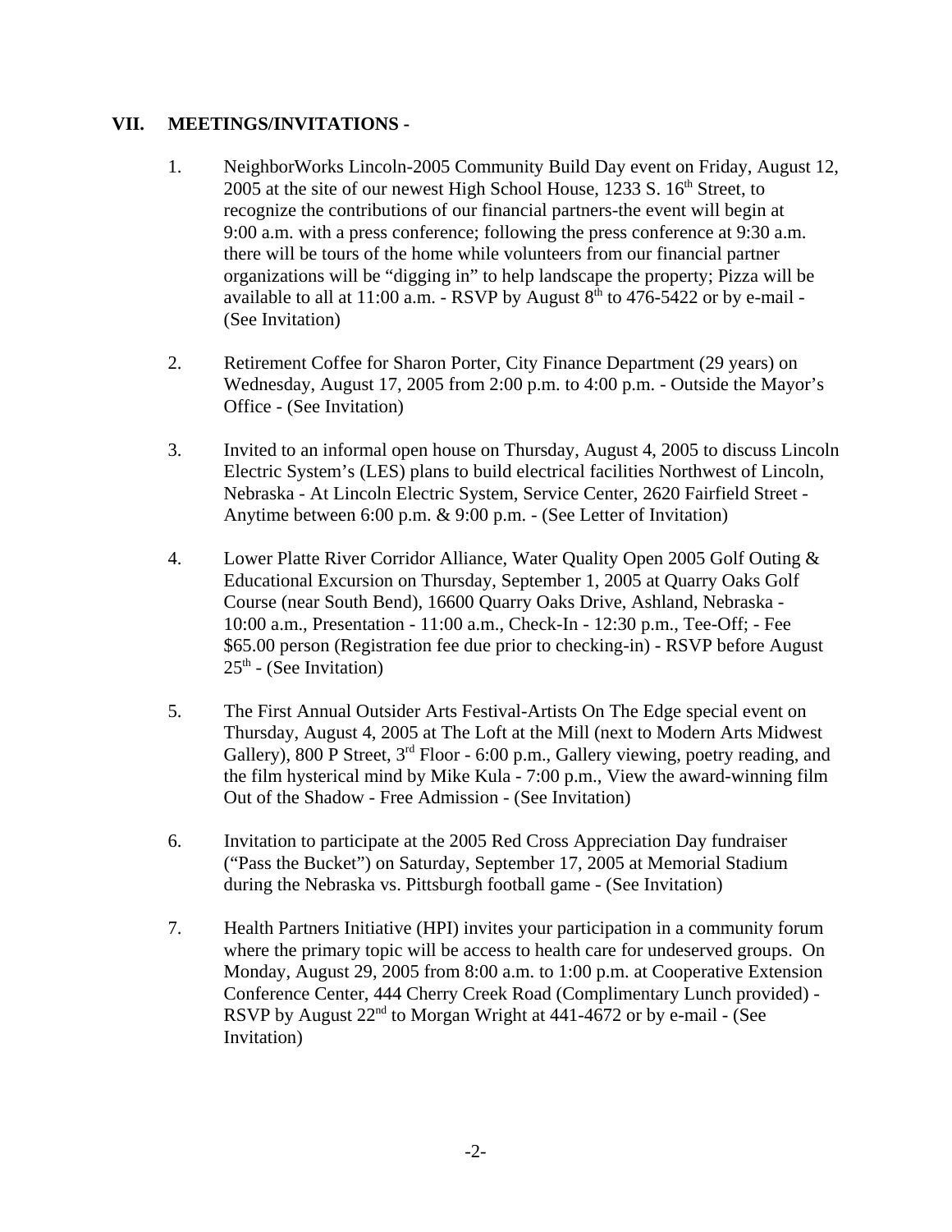## VII. MEETINGS/INVITATIONS -

1. NeighborWorks Lincoln-2005 Community Build Day event on Friday, August 12, 2005 at the site of our newest High School House, 1233 S. 16th Street, to recognize the contributions of our financial partners-the event will begin at 9:00 a.m. with a press conference; following the press conference at 9:30 a.m. there will be tours of the home while volunteers from our financial partner organizations will be "digging in" to help landscape the property; Pizza will be available to all at 11:00 a.m. - RSVP by August 8th to 476-5422 or by e-mail - (See Invitation)

2. Retirement Coffee for Sharon Porter, City Finance Department (29 years) on Wednesday, August 17, 2005 from 2:00 p.m. to 4:00 p.m. - Outside the Mayor's Office - (See Invitation)

3. Invited to an informal open house on Thursday, August 4, 2005 to discuss Lincoln Electric System's (LES) plans to build electrical facilities Northwest of Lincoln, Nebraska - At Lincoln Electric System, Service Center, 2620 Fairfield Street - Anytime between 6:00 p.m. & 9:00 p.m. - (See Letter of Invitation)

4. Lower Platte River Corridor Alliance, Water Quality Open 2005 Golf Outing & Educational Excursion on Thursday, September 1, 2005 at Quarry Oaks Golf Course (near South Bend), 16600 Quarry Oaks Drive, Ashland, Nebraska - 10:00 a.m., Presentation - 11:00 a.m., Check-In - 12:30 p.m., Tee-Off; - Fee $65.00 person (Registration fee due prior to checking-in) - RSVP before August 25th - (See Invitation)

5. The First Annual Outsider Arts Festival-Artists On The Edge special event on Thursday, August 4, 2005 at The Loft at the Mill (next to Modern Arts Midwest Gallery), 800 P Street, 3rd Floor - 6:00 p.m., Gallery viewing, poetry reading, and the film hysterical mind by Mike Kula - 7:00 p.m., View the award-winning film Out of the Shadow - Free Admission - (See Invitation)

6. Invitation to participate at the 2005 Red Cross Appreciation Day fundraiser ("Pass the Bucket") on Saturday, September 17, 2005 at Memorial Stadium during the Nebraska vs. Pittsburgh football game - (See Invitation)

7. Health Partners Initiative (HPI) invites your participation in a community forum where the primary topic will be access to health care for undeserved groups. On Monday, August 29, 2005 from 8:00 a.m. to 1:00 p.m. at Cooperative Extension Conference Center, 444 Cherry Creek Road (Complimentary Lunch provided) - RSVP by August 22nd to Morgan Wright at 441-4672 or by e-mail - (See Invitation)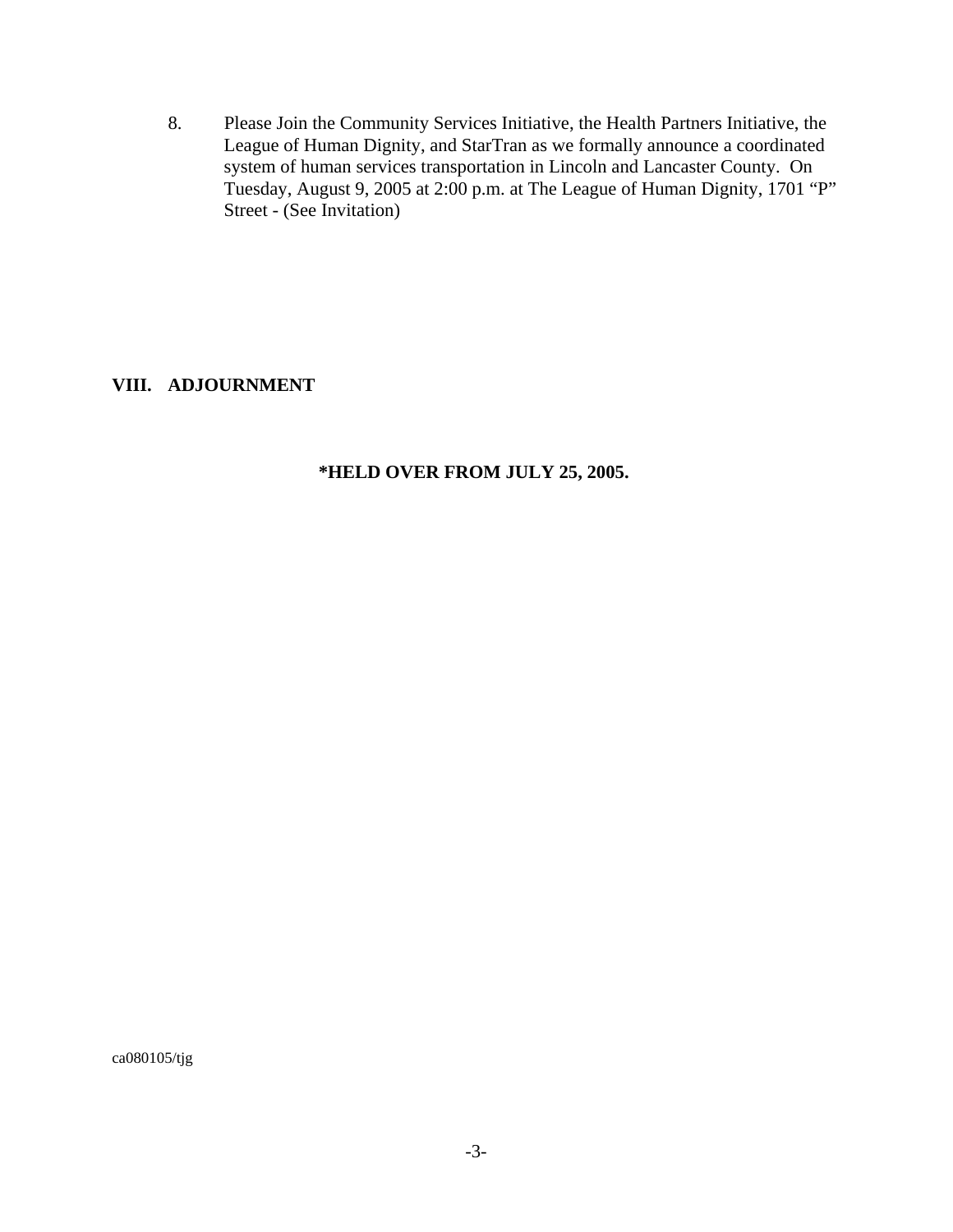8. Please Join the Community Services Initiative, the Health Partners Initiative, the League of Human Dignity, and StarTran as we formally announce a coordinated system of human services transportation in Lincoln and Lancaster County. On Tuesday, August 9, 2005 at 2:00 p.m. at The League of Human Dignity, 1701 "P" Street - (See Invitation)

## VIII. ADJOURNMENT

**\*HELD OVER FROM JULY 25, 2005.**

ca080105/tjg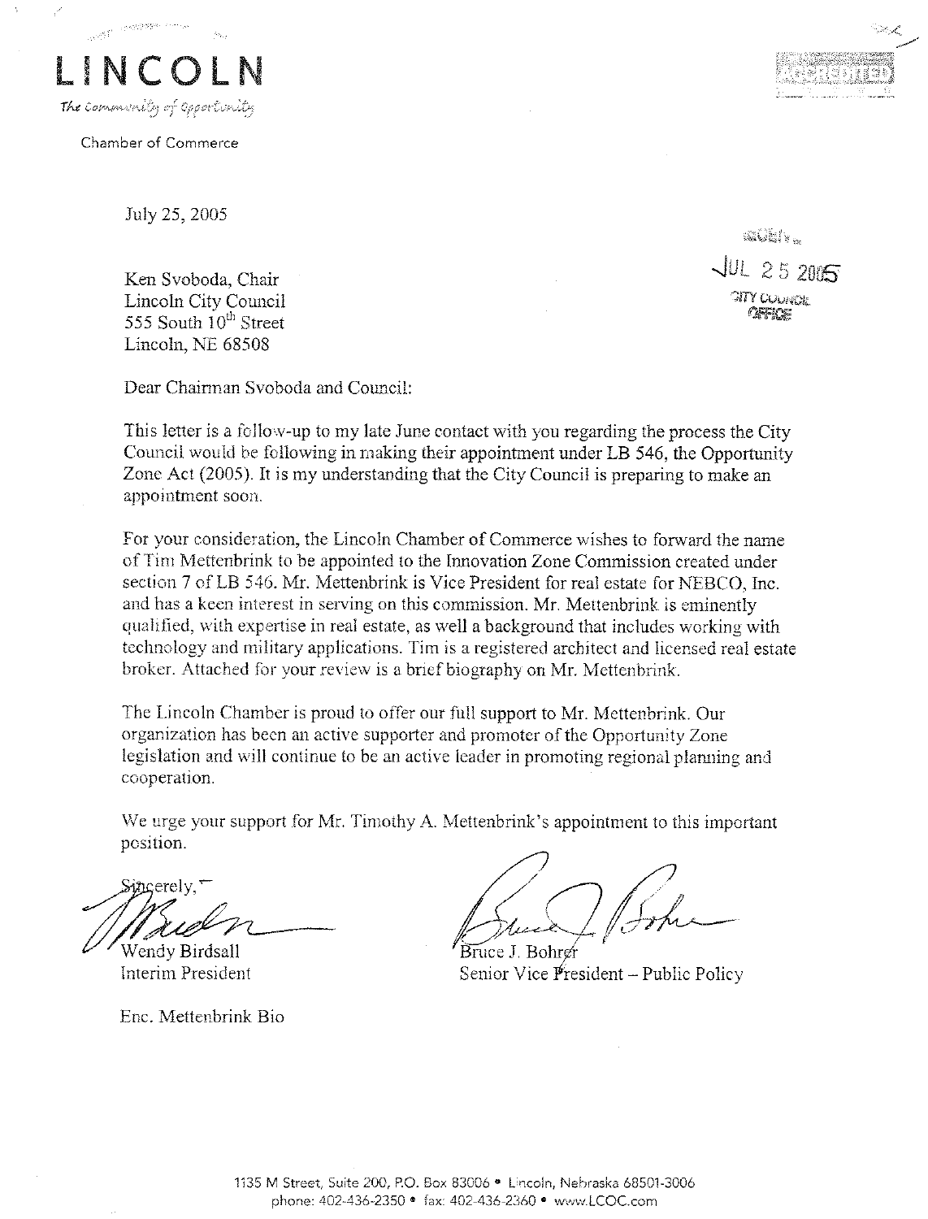LINCOLN

*The Community of Opportunity*

Chamber of Commerce

July 25, 2005

RECEIVED
JUL 25 2005
CITY COUNCIL OFFICE

Ken Svoboda, Chair
Lincoln City Council
555 South 10th Street
Lincoln, NE 68508

Dear Chairman Svoboda and Council:

This letter is a follow-up to my late June contact with you regarding the process the City Council would be following in making their appointment under LB 546, the Opportunity Zone Act (2005). It is my understanding that the City Council is preparing to make an appointment soon.

For your consideration, the Lincoln Chamber of Commerce wishes to forward the name of Tim Mettenbrink to be appointed to the Innovation Zone Commission created under section 7 of LB 546. Mr. Mettenbrink is Vice President for real estate for NEBCO, Inc. and has a keen interest in serving on this commission. Mr. Mettenbrink is eminently qualified, with expertise in real estate, as well a background that includes working with technology and military applications. Tim is a registered architect and licensed real estate broker. Attached for your review is a brief biography on Mr. Mettenbrink.

The Lincoln Chamber is proud to offer our full support to Mr. Mettenbrink. Our organization has been an active supporter and promoter of the Opportunity Zone legislation and will continue to be an active leader in promoting regional planning and cooperation.

We urge your support for Mr. Timothy A. Mettenbrink's appointment to this important position.

Sincerely,

Wendy Birdsall
Interim President

Bruce J. Bohrer
Senior Vice President – Public Policy

Enc. Mettenbrink Bio

1135 M Street, Suite 200, P.O. Box 83006 • Lincoln, Nebraska 68501-3006
phone: 402-436-2350 • fax: 402-436-2360 • www.LCOC.com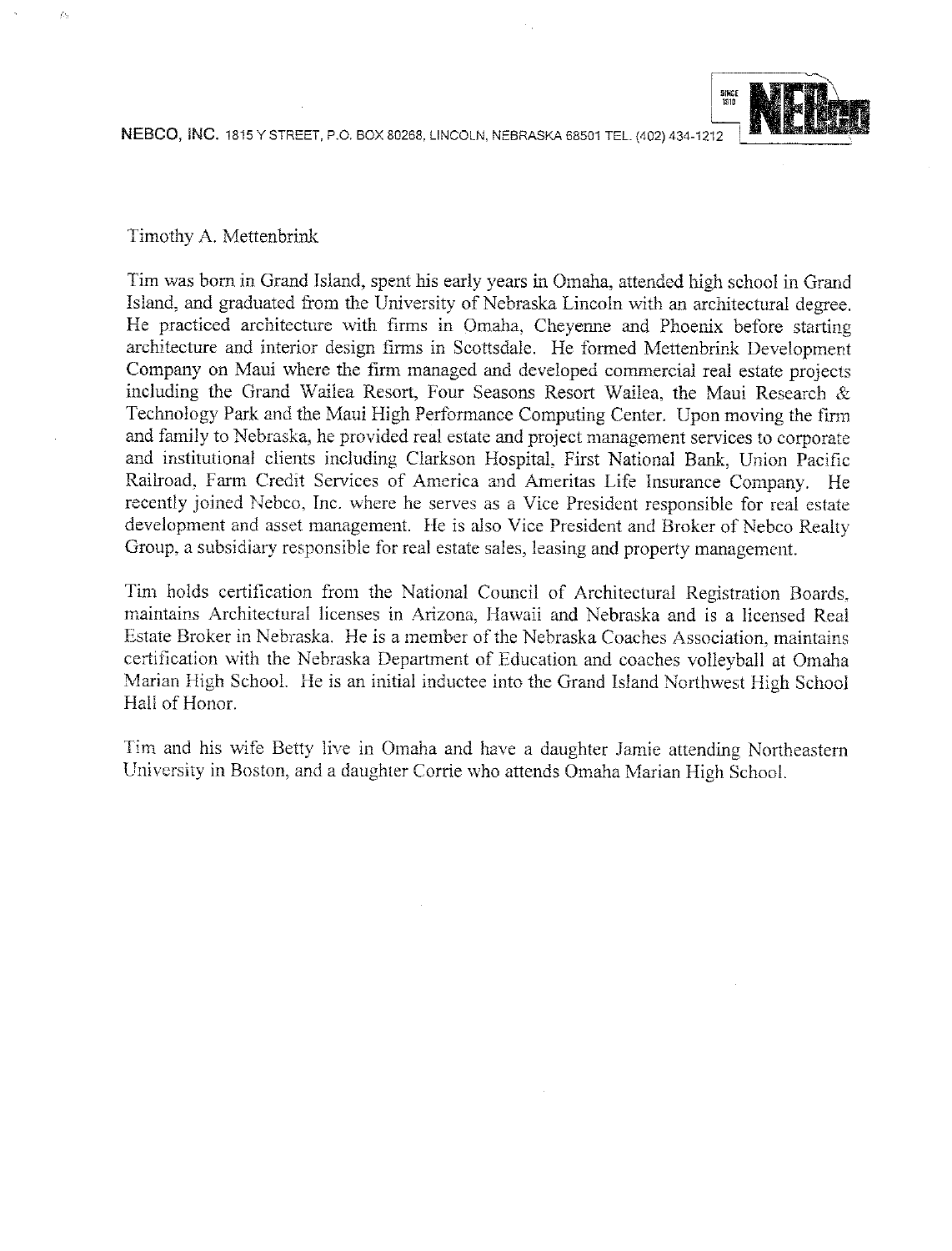NEBCO, INC. 1815 Y STREET, P.O. BOX 80268, LINCOLN, NEBRASKA 68501 TEL. (402) 434-1212

Timothy A. Mettenbrink

Tim was born in Grand Island, spent his early years in Omaha, attended high school in Grand Island, and graduated from the University of Nebraska Lincoln with an architectural degree. He practiced architecture with firms in Omaha, Cheyenne and Phoenix before starting architecture and interior design firms in Scottsdale. He formed Mettenbrink Development Company on Maui where the firm managed and developed commercial real estate projects including the Grand Wailea Resort, Four Seasons Resort Wailea, the Maui Research & Technology Park and the Maui High Performance Computing Center. Upon moving the firm and family to Nebraska, he provided real estate and project management services to corporate and institutional clients including Clarkson Hospital, First National Bank, Union Pacific Railroad, Farm Credit Services of America and Ameritas Life Insurance Company. He recently joined Nebco, Inc. where he serves as a Vice President responsible for real estate development and asset management. He is also Vice President and Broker of Nebco Realty Group, a subsidiary responsible for real estate sales, leasing and property management.

Tim holds certification from the National Council of Architectural Registration Boards, maintains Architectural licenses in Arizona, Hawaii and Nebraska and is a licensed Real Estate Broker in Nebraska. He is a member of the Nebraska Coaches Association, maintains certification with the Nebraska Department of Education and coaches volleyball at Omaha Marian High School. He is an initial inductee into the Grand Island Northwest High School Hall of Honor.

Tim and his wife Betty live in Omaha and have a daughter Jamie attending Northeastern University in Boston, and a daughter Corrie who attends Omaha Marian High School.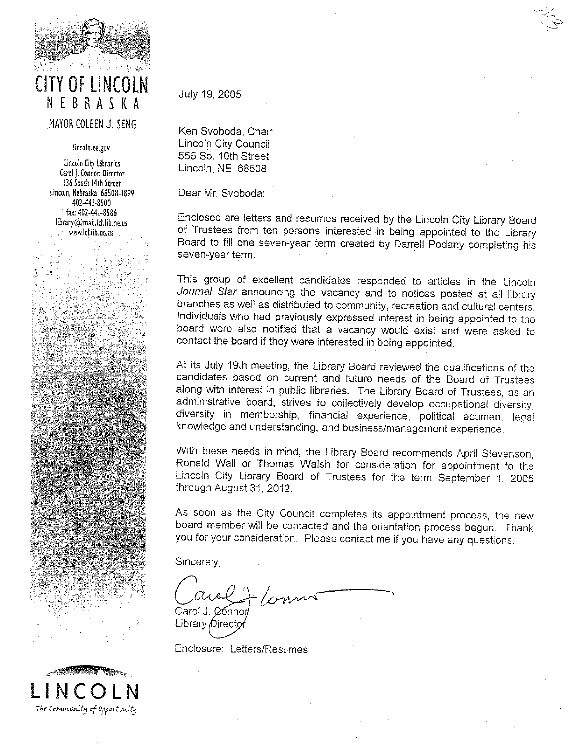# CITY OF LINCOLN
## NEBRASKA

MAYOR COLEEN J. SENG

lincoln.ne.gov

Lincoln City Libraries
Carol J. Connor, Director
136 South 14th Street
Lincoln, Nebraska 68508-1899
402-441-8500
fax: 402-441-8586
library@mail.lcl.lib.ne.us
www.lcl.lib.ne.us

July 19, 2005

Ken Svoboda, Chair
Lincoln City Council
555 So. 10th Street
Lincoln, NE 68508

Dear Mr. Svoboda:

Enclosed are letters and resumes received by the Lincoln City Library Board of Trustees from ten persons interested in being appointed to the Library Board to fill one seven-year term created by Darrell Podany completing his seven-year term.

This group of excellent candidates responded to articles in the Lincoln *Journal Star* announcing the vacancy and to notices posted at all library branches as well as distributed to community, recreation and cultural centers. Individuals who had previously expressed interest in being appointed to the board were also notified that a vacancy would exist and were asked to contact the board if they were interested in being appointed.

At its July 19th meeting, the Library Board reviewed the qualifications of the candidates based on current and future needs of the Board of Trustees along with interest in public libraries. The Library Board of Trustees, as an administrative board, strives to collectively develop occupational diversity, diversity in membership, financial experience, political acumen, legal knowledge and understanding, and business/management experience.

With these needs in mind, the Library Board recommends April Stevenson, Ronald Wall or Thomas Walsh for consideration for appointment to the Lincoln City Library Board of Trustees for the term September 1, 2005 through August 31, 2012.

As soon as the City Council completes its appointment process, the new board member will be contacted and the orientation process begun. Thank you for your consideration. Please contact me if you have any questions.

Sincerely,

Carol J. Connor
Library Director

Enclosure: Letters/Resumes

LINCOLN
*The Community of Opportunity*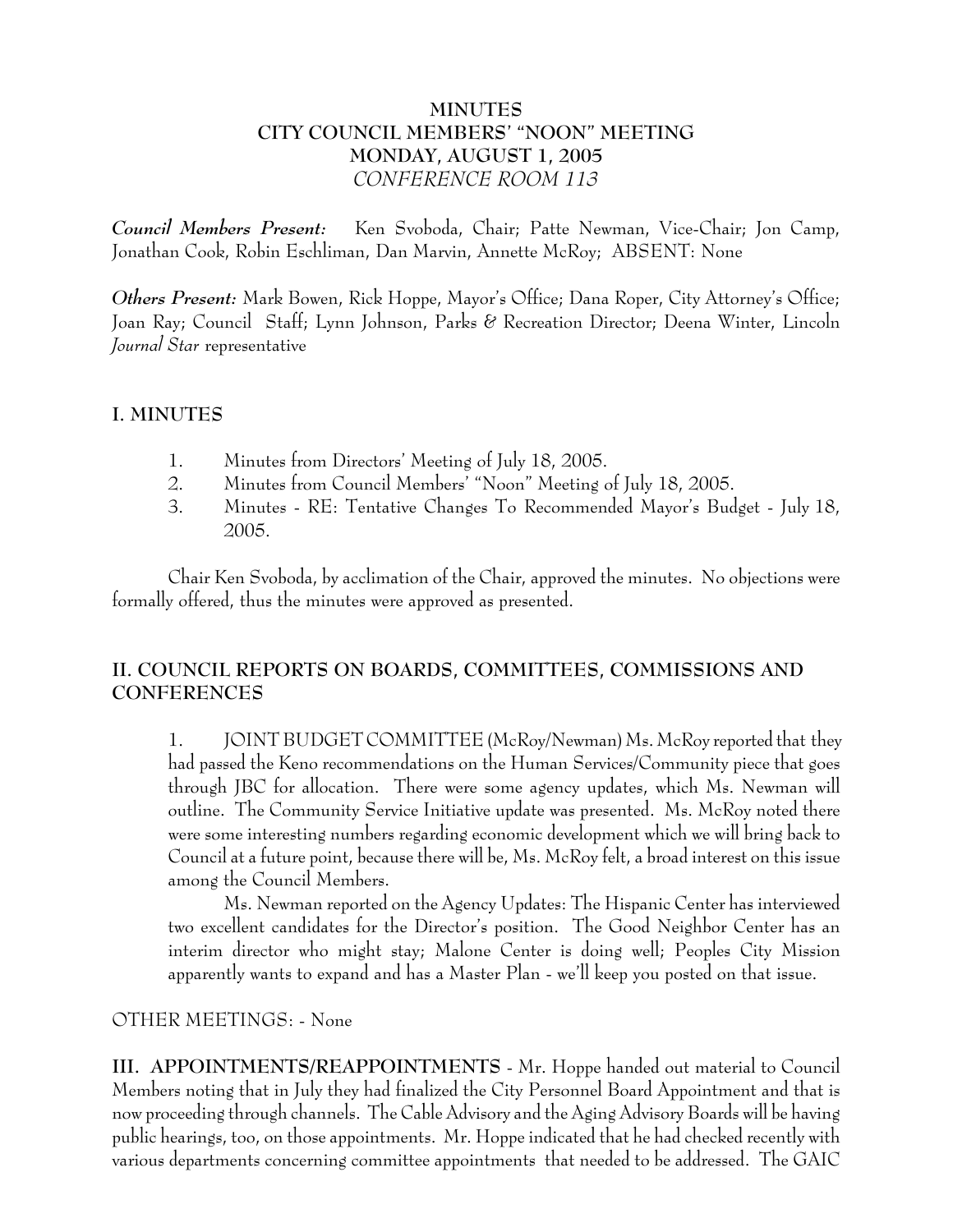**MINUTES**
**CITY COUNCIL MEMBERS' "NOON" MEETING**
**MONDAY, AUGUST 1, 2005**
*CONFERENCE ROOM 113*

***Council Members Present:*** Ken Svoboda, Chair; Patte Newman, Vice-Chair; Jon Camp, Jonathan Cook, Robin Eschliman, Dan Marvin, Annette McRoy; ABSENT: None

***Others Present:*** Mark Bowen, Rick Hoppe, Mayor's Office; Dana Roper, City Attorney's Office; Joan Ray; Council Staff; Lynn Johnson, Parks & Recreation Director; Deena Winter, Lincoln *Journal Star* representative

## I. MINUTES

1. Minutes from Directors' Meeting of July 18, 2005.
2. Minutes from Council Members' "Noon" Meeting of July 18, 2005.
3. Minutes - RE: Tentative Changes To Recommended Mayor's Budget - July 18, 2005.

Chair Ken Svoboda, by acclimation of the Chair, approved the minutes. No objections were formally offered, thus the minutes were approved as presented.

## II. COUNCIL REPORTS ON BOARDS, COMMITTEES, COMMISSIONS AND CONFERENCES

1. JOINT BUDGET COMMITTEE (McRoy/Newman) Ms. McRoy reported that they had passed the Keno recommendations on the Human Services/Community piece that goes through JBC for allocation. There were some agency updates, which Ms. Newman will outline. The Community Service Initiative update was presented. Ms. McRoy noted there were some interesting numbers regarding economic development which we will bring back to Council at a future point, because there will be, Ms. McRoy felt, a broad interest on this issue among the Council Members.

   Ms. Newman reported on the Agency Updates: The Hispanic Center has interviewed two excellent candidates for the Director's position. The Good Neighbor Center has an interim director who might stay; Malone Center is doing well; Peoples City Mission apparently wants to expand and has a Master Plan - we'll keep you posted on that issue.

OTHER MEETINGS: - None

**III. APPOINTMENTS/REAPPOINTMENTS** - Mr. Hoppe handed out material to Council Members noting that in July they had finalized the City Personnel Board Appointment and that is now proceeding through channels. The Cable Advisory and the Aging Advisory Boards will be having public hearings, too, on those appointments. Mr. Hoppe indicated that he had checked recently with various departments concerning committee appointments that needed to be addressed. The GAIC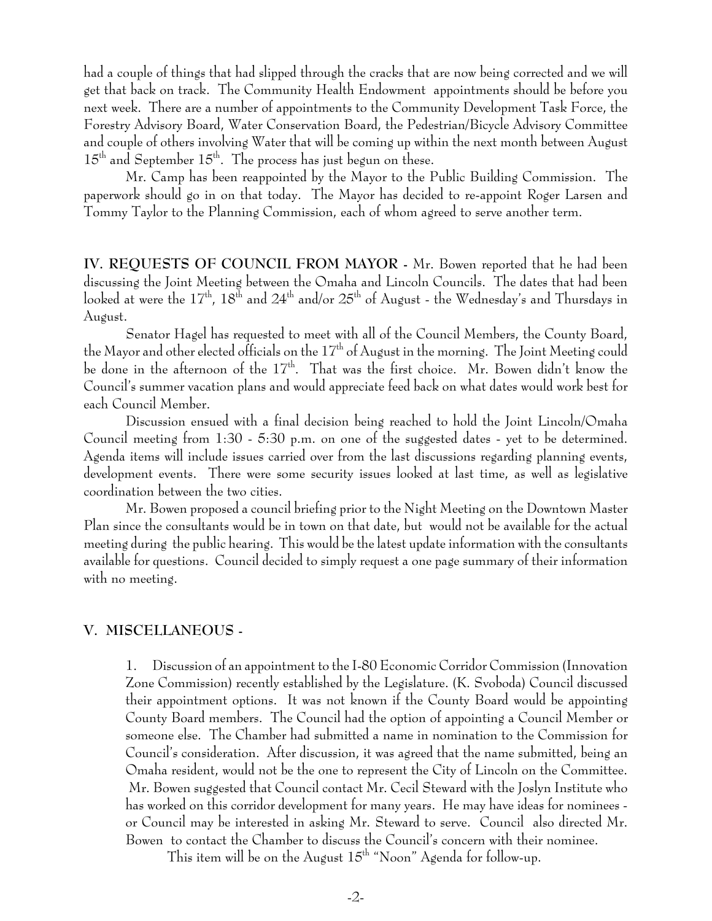had a couple of things that had slipped through the cracks that are now being corrected and we will get that back on track. The Community Health Endowment appointments should be before you next week. There are a number of appointments to the Community Development Task Force, the Forestry Advisory Board, Water Conservation Board, the Pedestrian/Bicycle Advisory Committee and couple of others involving Water that will be coming up within the next month between August 15th and September 15th. The process has just begun on these.

Mr. Camp has been reappointed by the Mayor to the Public Building Commission. The paperwork should go in on that today. The Mayor has decided to re-appoint Roger Larsen and Tommy Taylor to the Planning Commission, each of whom agreed to serve another term.

**IV. REQUESTS OF COUNCIL FROM MAYOR -** Mr. Bowen reported that he had been discussing the Joint Meeting between the Omaha and Lincoln Councils. The dates that had been looked at were the 17th, 18th and 24th and/or 25th of August - the Wednesday's and Thursdays in August.

Senator Hagel has requested to meet with all of the Council Members, the County Board, the Mayor and other elected officials on the 17th of August in the morning. The Joint Meeting could be done in the afternoon of the 17th. That was the first choice. Mr. Bowen didn't know the Council's summer vacation plans and would appreciate feed back on what dates would work best for each Council Member.

Discussion ensued with a final decision being reached to hold the Joint Lincoln/Omaha Council meeting from 1:30 - 5:30 p.m. on one of the suggested dates - yet to be determined. Agenda items will include issues carried over from the last discussions regarding planning events, development events. There were some security issues looked at last time, as well as legislative coordination between the two cities.

Mr. Bowen proposed a council briefing prior to the Night Meeting on the Downtown Master Plan since the consultants would be in town on that date, but would not be available for the actual meeting during the public hearing. This would be the latest update information with the consultants available for questions. Council decided to simply request a one page summary of their information with no meeting.

**V. MISCELLANEOUS -**

1. Discussion of an appointment to the I-80 Economic Corridor Commission (Innovation Zone Commission) recently established by the Legislature. (K. Svoboda) Council discussed their appointment options. It was not known if the County Board would be appointing County Board members. The Council had the option of appointing a Council Member or someone else. The Chamber had submitted a name in nomination to the Commission for Council's consideration. After discussion, it was agreed that the name submitted, being an Omaha resident, would not be the one to represent the City of Lincoln on the Committee. Mr. Bowen suggested that Council contact Mr. Cecil Steward with the Joslyn Institute who has worked on this corridor development for many years. He may have ideas for nominees - or Council may be interested in asking Mr. Steward to serve. Council also directed Mr. Bowen to contact the Chamber to discuss the Council's concern with their nominee.

   This item will be on the August 15th "Noon" Agenda for follow-up.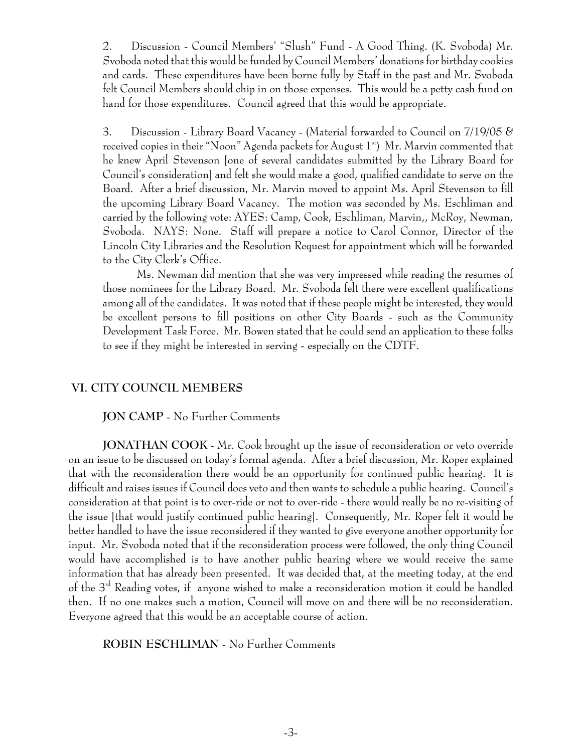2. Discussion - Council Members' "Slush" Fund - A Good Thing. (K. Svoboda) Mr. Svoboda noted that this would be funded by Council Members' donations for birthday cookies and cards. These expenditures have been borne fully by Staff in the past and Mr. Svoboda felt Council Members should chip in on those expenses. This would be a petty cash fund on hand for those expenditures. Council agreed that this would be appropriate.

3. Discussion - Library Board Vacancy - (Material forwarded to Council on 7/19/05 & received copies in their "Noon" Agenda packets for August 1st) Mr. Marvin commented that he knew April Stevenson [one of several candidates submitted by the Library Board for Council's consideration] and felt she would make a good, qualified candidate to serve on the Board. After a brief discussion, Mr. Marvin moved to appoint Ms. April Stevenson to fill the upcoming Library Board Vacancy. The motion was seconded by Ms. Eschliman and carried by the following vote: AYES: Camp, Cook, Eschliman, Marvin,, McRoy, Newman, Svoboda. NAYS: None. Staff will prepare a notice to Carol Connor, Director of the Lincoln City Libraries and the Resolution Request for appointment which will be forwarded to the City Clerk's Office.

Ms. Newman did mention that she was very impressed while reading the resumes of those nominees for the Library Board. Mr. Svoboda felt there were excellent qualifications among all of the candidates. It was noted that if these people might be interested, they would be excellent persons to fill positions on other City Boards - such as the Community Development Task Force. Mr. Bowen stated that he could send an application to these folks to see if they might be interested in serving - especially on the CDTF.

## VI. CITY COUNCIL MEMBERS

**JON CAMP** - No Further Comments

**JONATHAN COOK** - Mr. Cook brought up the issue of reconsideration or veto override on an issue to be discussed on today's formal agenda. After a brief discussion, Mr. Roper explained that with the reconsideration there would be an opportunity for continued public hearing. It is difficult and raises issues if Council does veto and then wants to schedule a public hearing. Council's consideration at that point is to over-ride or not to over-ride - there would really be no re-visiting of the issue [that would justify continued public hearing]. Consequently, Mr. Roper felt it would be better handled to have the issue reconsidered if they wanted to give everyone another opportunity for input. Mr. Svoboda noted that if the reconsideration process were followed, the only thing Council would have accomplished is to have another public hearing where we would receive the same information that has already been presented. It was decided that, at the meeting today, at the end of the 3rd Reading votes, if anyone wished to make a reconsideration motion it could be handled then. If no one makes such a motion, Council will move on and there will be no reconsideration. Everyone agreed that this would be an acceptable course of action.

**ROBIN ESCHLIMAN** - No Further Comments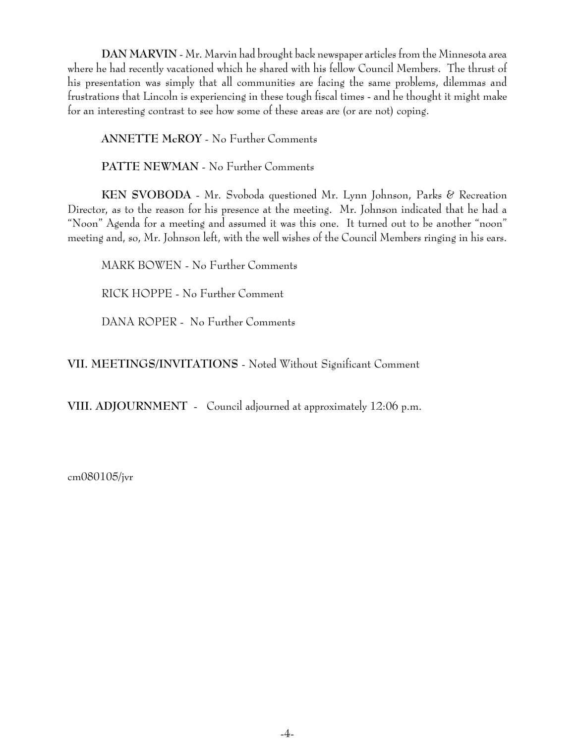**DAN MARVIN** - Mr. Marvin had brought back newspaper articles from the Minnesota area where he had recently vacationed which he shared with his fellow Council Members. The thrust of his presentation was simply that all communities are facing the same problems, dilemmas and frustrations that Lincoln is experiencing in these tough fiscal times - and he thought it might make for an interesting contrast to see how some of these areas are (or are not) coping.

**ANNETTE McROY** - No Further Comments

**PATTE NEWMAN** - No Further Comments

**KEN SVOBODA** - Mr. Svoboda questioned Mr. Lynn Johnson, Parks & Recreation Director, as to the reason for his presence at the meeting. Mr. Johnson indicated that he had a "Noon" Agenda for a meeting and assumed it was this one. It turned out to be another "noon" meeting and, so, Mr. Johnson left, with the well wishes of the Council Members ringing in his ears.

MARK BOWEN - No Further Comments

RICK HOPPE - No Further Comment

DANA ROPER - No Further Comments

**VII. MEETINGS/INVITATIONS** - Noted Without Significant Comment

**VIII. ADJOURNMENT** - Council adjourned at approximately 12:06 p.m.

cm080105/jvr